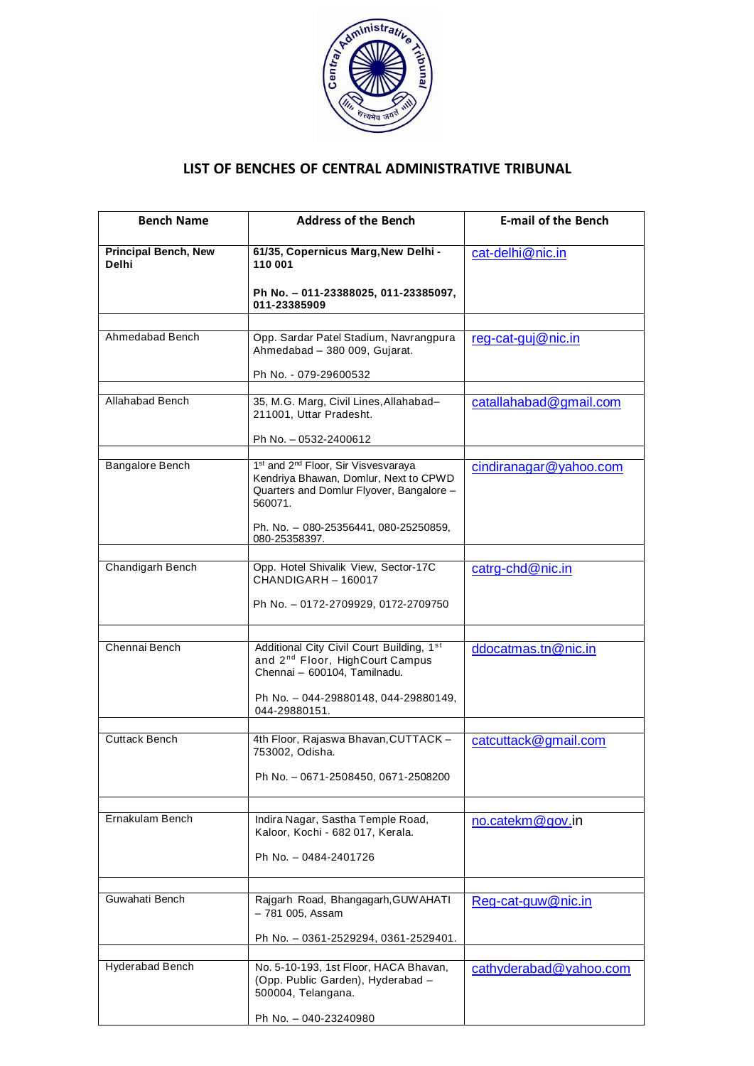## LIST OF BENCHES OF CENTRAL ADMINISTRATIVE TRIBUNAL

| Bench Name | Address of the Bench | E-mail of the Bench |
|---|---|---|
| **Principal Bench, New Delhi** | **61/35, Copernicus Marg,New Delhi - 110 001**<br><br>**Ph No. – 011-23388025, 011-23385097, 011-23385909** | cat-delhi@nic.in |
| Ahmedabad Bench | Opp. Sardar Patel Stadium, Navrangpura Ahmedabad – 380 009, Gujarat.<br><br>Ph No. - 079-29600532 | reg-cat-guj@nic.in |
| Allahabad Bench | 35, M.G. Marg, Civil Lines,Allahabad–211001, Uttar Pradesht.<br><br>Ph No. – 0532-2400612 | catallahabad@gmail.com |
| Bangalore Bench | 1st and 2nd Floor, Sir Visvesvaraya Kendriya Bhawan, Domlur, Next to CPWD Quarters and Domlur Flyover, Bangalore – 560071.<br><br>Ph. No. – 080-25356441, 080-25250859, 080-25358397. | cindiranagar@yahoo.com |
| Chandigarh Bench | Opp. Hotel Shivalik View, Sector-17C CHANDIGARH – 160017<br><br>Ph No. – 0172-2709929, 0172-2709750 | catrg-chd@nic.in |
| Chennai Bench | Additional City Civil Court Building, 1st and 2nd Floor, HighCourt Campus Chennai – 600104, Tamilnadu.<br><br>Ph No. – 044-29880148, 044-29880149, 044-29880151. | ddocatmas.tn@nic.in |
| Cuttack Bench | 4th Floor, Rajaswa Bhavan,CUTTACK – 753002, Odisha.<br><br>Ph No. – 0671-2508450, 0671-2508200 | catcuttack@gmail.com |
| Ernakulam Bench | Indira Nagar, Sastha Temple Road, Kaloor, Kochi - 682 017, Kerala.<br><br>Ph No. – 0484-2401726 | no.catekm@gov.in |
| Guwahati Bench | Rajgarh Road, Bhangagarh,GUWAHATI – 781 005, Assam<br><br>Ph No. – 0361-2529294, 0361-2529401. | Reg-cat-guw@nic.in |
| Hyderabad Bench | No. 5-10-193, 1st Floor, HACA Bhavan, (Opp. Public Garden), Hyderabad – 500004, Telangana.<br><br>Ph No. – 040-23240980 | cathyderabad@yahoo.com |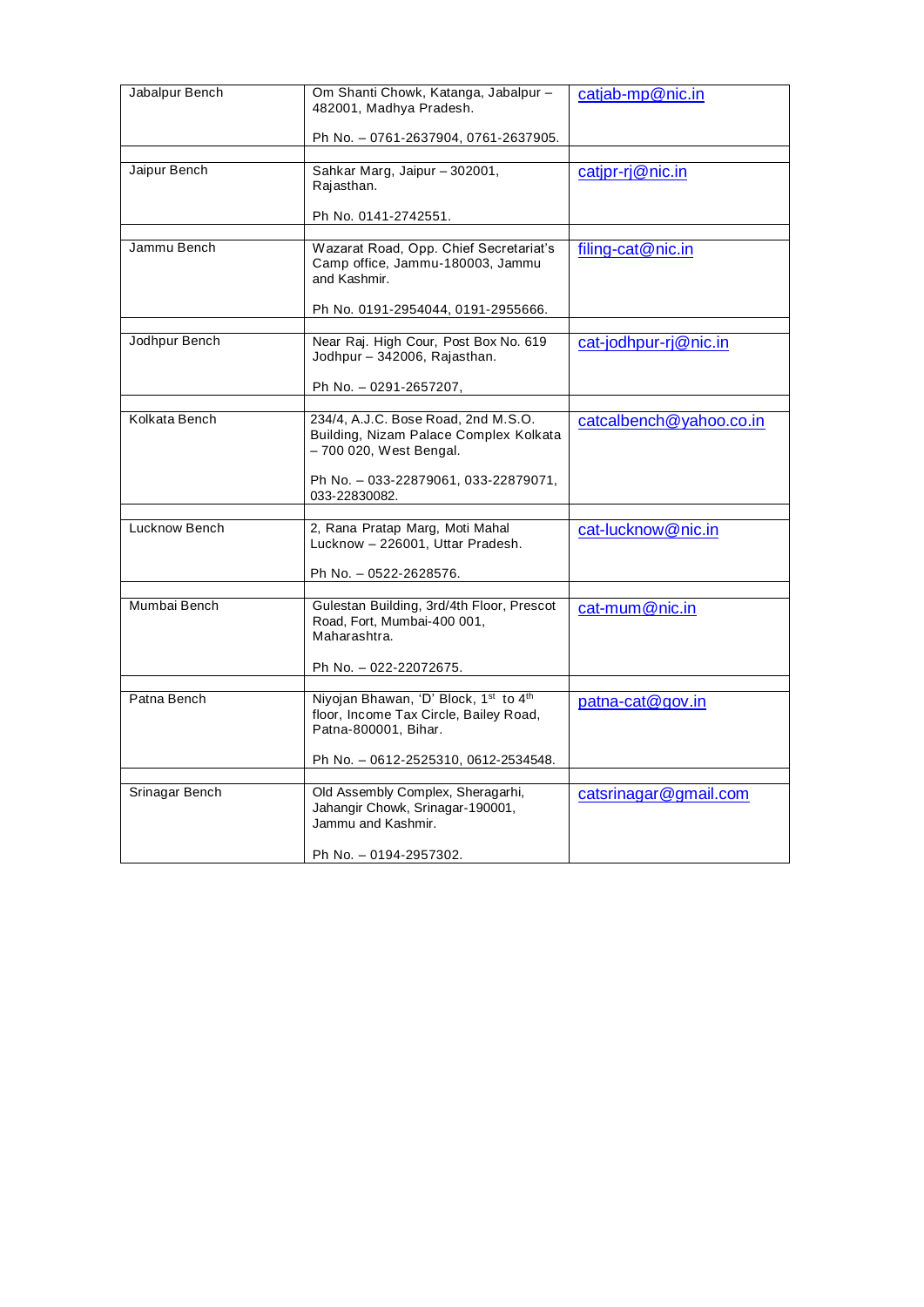| | | |
|---|---|---|
| Jabalpur Bench | Om Shanti Chowk, Katanga, Jabalpur – 482001, Madhya Pradesh.<br><br>Ph No. – 0761-2637904, 0761-2637905. | catjab-mp@nic.in |
| | | |
| Jaipur Bench | Sahkar Marg, Jaipur – 302001, Rajasthan.<br><br>Ph No. 0141-2742551. | catjpr-rj@nic.in |
| | | |
| Jammu Bench | Wazarat Road, Opp. Chief Secretariat's Camp office, Jammu-180003, Jammu and Kashmir.<br><br>Ph No. 0191-2954044, 0191-2955666. | filing-cat@nic.in |
| | | |
| Jodhpur Bench | Near Raj. High Cour, Post Box No. 619 Jodhpur – 342006, Rajasthan.<br><br>Ph No. – 0291-2657207, | cat-jodhpur-rj@nic.in |
| | | |
| Kolkata Bench | 234/4, A.J.C. Bose Road, 2nd M.S.O. Building, Nizam Palace Complex Kolkata – 700 020, West Bengal.<br><br>Ph No. – 033-22879061, 033-22879071, 033-22830082. | catcalbench@yahoo.co.in |
| | | |
| Lucknow Bench | 2, Rana Pratap Marg, Moti Mahal Lucknow – 226001, Uttar Pradesh.<br><br>Ph No. – 0522-2628576. | cat-lucknow@nic.in |
| | | |
| Mumbai Bench | Gulestan Building, 3rd/4th Floor, Prescot Road, Fort, Mumbai-400 001, Maharashtra.<br><br>Ph No. – 022-22072675. | cat-mum@nic.in |
| | | |
| Patna Bench | Niyojan Bhawan, 'D' Block, 1st to 4th floor, Income Tax Circle, Bailey Road, Patna-800001, Bihar.<br><br>Ph No. – 0612-2525310, 0612-2534548. | patna-cat@gov.in |
| | | |
| Srinagar Bench | Old Assembly Complex, Sheragarhi, Jahangir Chowk, Srinagar-190001, Jammu and Kashmir.<br><br>Ph No. – 0194-2957302. | catsrinagar@gmail.com |